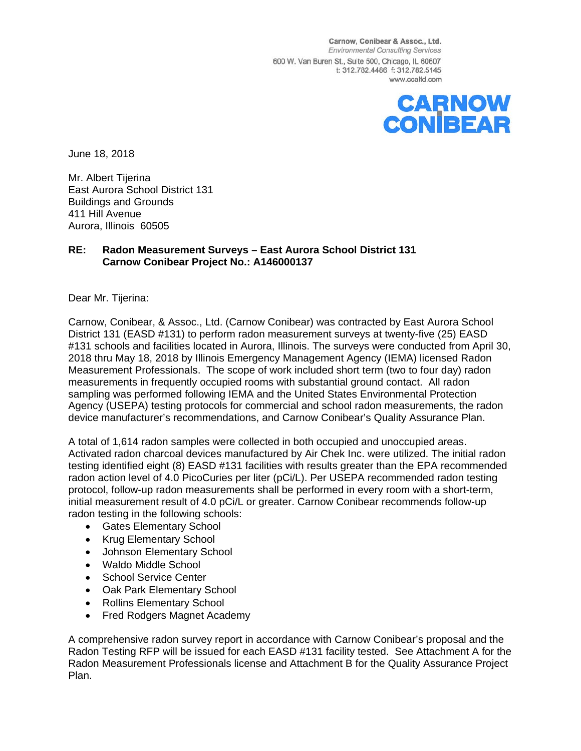Carnow, Conibear & Assoc., Ltd.
*Environmental Consulting Services*
600 W. Van Buren St., Suite 500, Chicago, IL 60607
t: 312.782.4486 f: 312.782.5145
www.ccaltd.com

CARNOW CONIBEAR

June 18, 2018

Mr. Albert Tijerina
East Aurora School District 131
Buildings and Grounds
411 Hill Avenue
Aurora, Illinois 60505

**RE: Radon Measurement Surveys – East Aurora School District 131**
**Carnow Conibear Project No.: A146000137**

Dear Mr. Tijerina:

Carnow, Conibear, & Assoc., Ltd. (Carnow Conibear) was contracted by East Aurora School District 131 (EASD #131) to perform radon measurement surveys at twenty-five (25) EASD #131 schools and facilities located in Aurora, Illinois. The surveys were conducted from April 30, 2018 thru May 18, 2018 by Illinois Emergency Management Agency (IEMA) licensed Radon Measurement Professionals. The scope of work included short term (two to four day) radon measurements in frequently occupied rooms with substantial ground contact. All radon sampling was performed following IEMA and the United States Environmental Protection Agency (USEPA) testing protocols for commercial and school radon measurements, the radon device manufacturer's recommendations, and Carnow Conibear's Quality Assurance Plan.

A total of 1,614 radon samples were collected in both occupied and unoccupied areas. Activated radon charcoal devices manufactured by Air Chek Inc. were utilized. The initial radon testing identified eight (8) EASD #131 facilities with results greater than the EPA recommended radon action level of 4.0 PicoCuries per liter (pCi/L). Per USEPA recommended radon testing protocol, follow-up radon measurements shall be performed in every room with a short-term, initial measurement result of 4.0 pCi/L or greater. Carnow Conibear recommends follow-up radon testing in the following schools:

- Gates Elementary School
- Krug Elementary School
- Johnson Elementary School
- Waldo Middle School
- School Service Center
- Oak Park Elementary School
- Rollins Elementary School
- Fred Rodgers Magnet Academy

A comprehensive radon survey report in accordance with Carnow Conibear's proposal and the Radon Testing RFP will be issued for each EASD #131 facility tested. See Attachment A for the Radon Measurement Professionals license and Attachment B for the Quality Assurance Project Plan.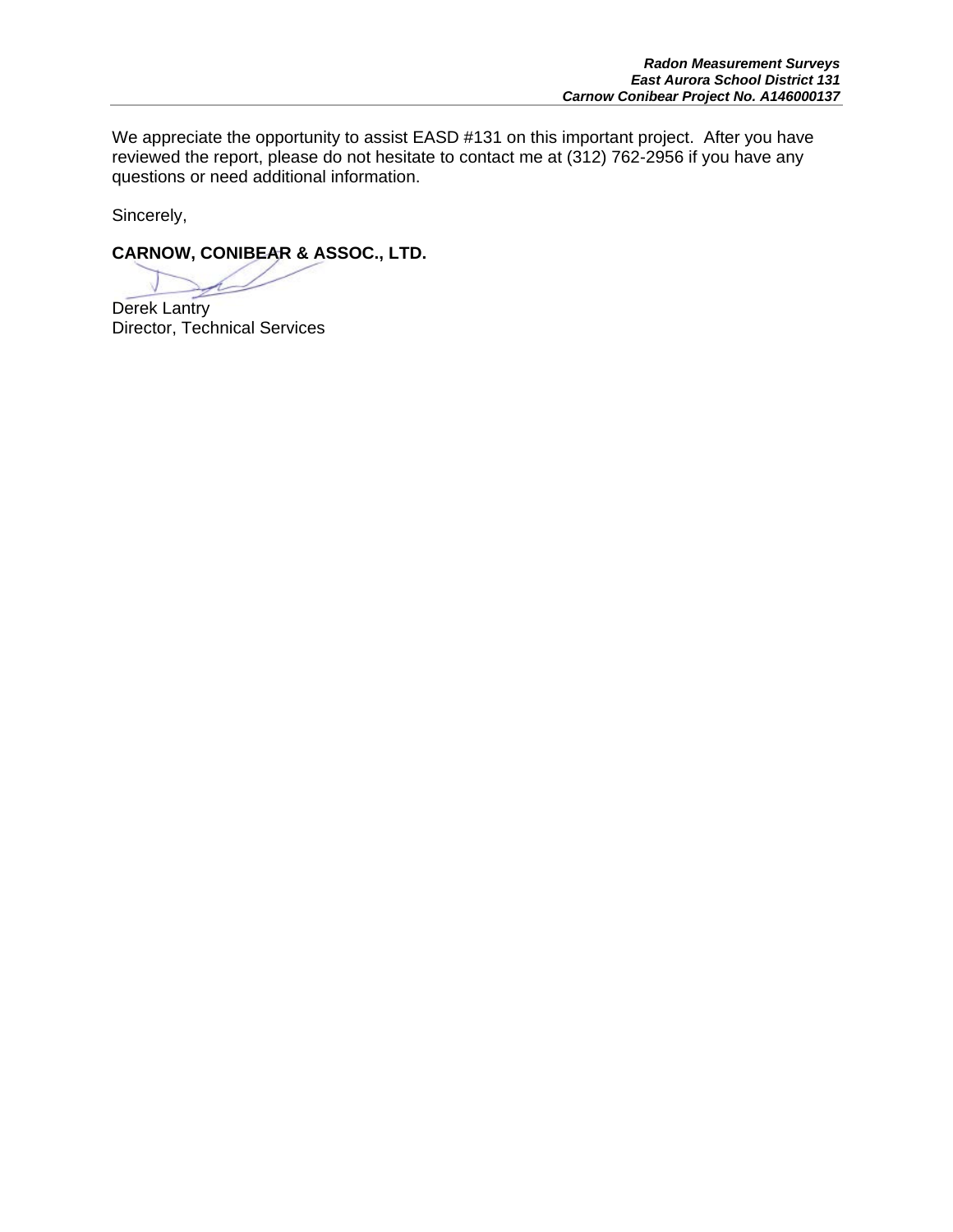We appreciate the opportunity to assist EASD #131 on this important project. After you have reviewed the report, please do not hesitate to contact me at (312) 762-2956 if you have any questions or need additional information.

Sincerely,

**CARNOW, CONIBEAR & ASSOC., LTD.**

Derek Lantry
Director, Technical Services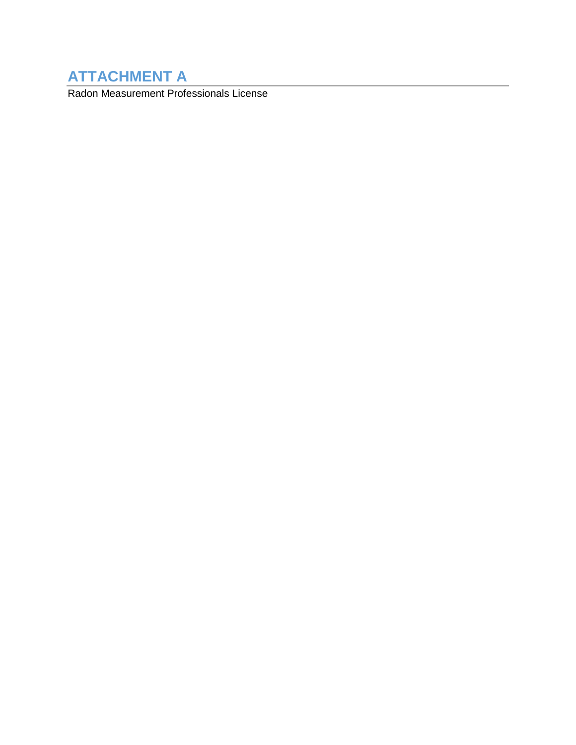# ATTACHMENT A

Radon Measurement Professionals License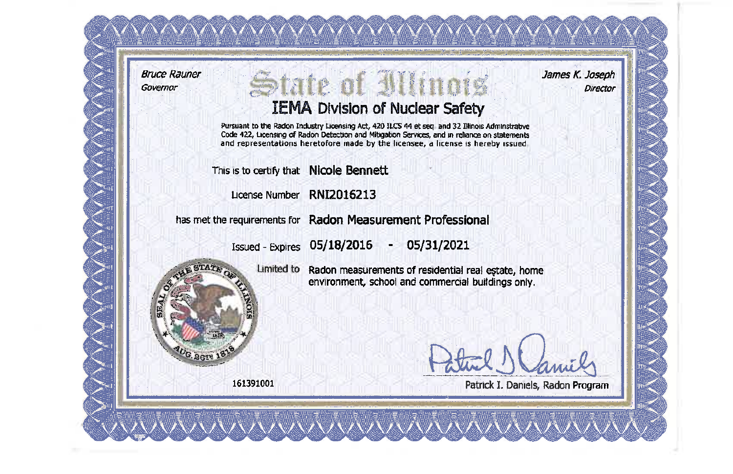*Bruce Rauner*
*Governor*

*James K. Joseph*
*Director*

# State of Illinois

## IEMA Division of Nuclear Safety

Pursuant to the Radon Industry Licensing Act, 420 ILCS 44 et seq and 32 Illinois Administrative Code 422, Licensing of Radon Detection and Mitigation Services, and in reliance on statements and representations heretofore made by the licensee, a license is hereby issued

This is to certify that **Nicole Bennett**

License Number **RNI2016213**

has met the requirements for **Radon Measurement Professional**

Issued - Expires **05/18/2016 - 05/31/2021**

Limited to Radon measurements of residential real estate, home environment, school and commercial buildings only.

SEAL OF THE STATE OF ILLINOIS AUG. 26TH 1818

161391001

Patrick I. Daniels, Radon Program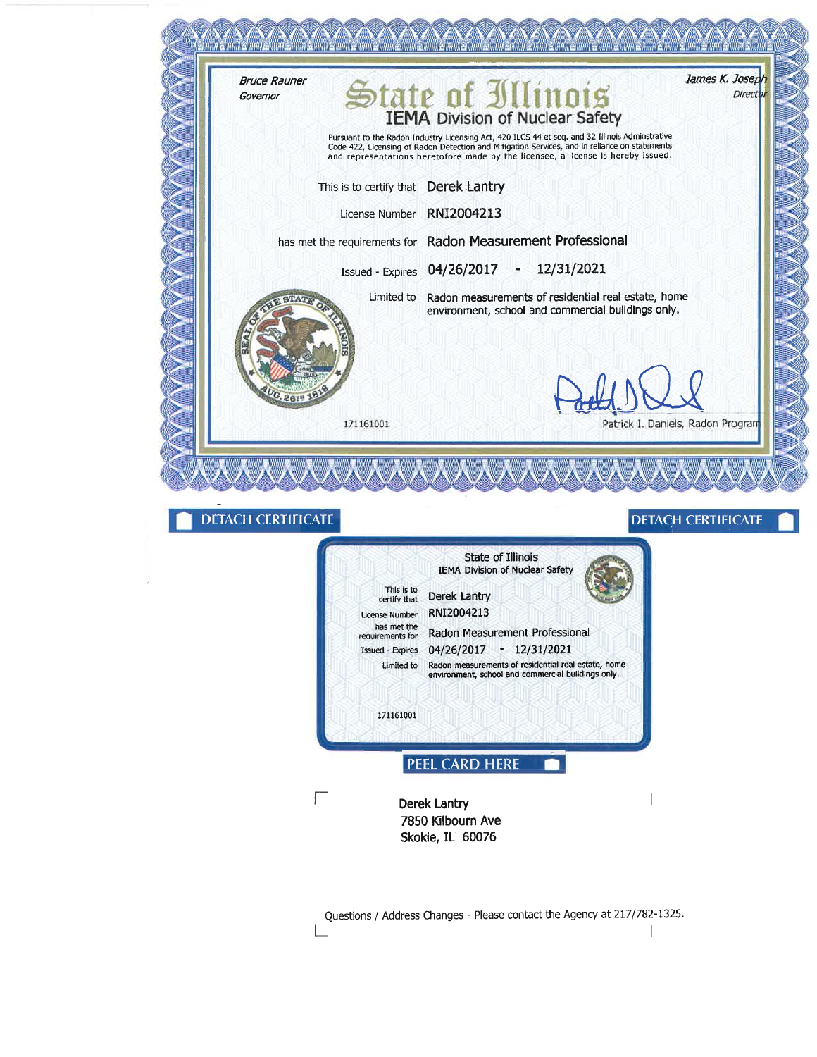Bruce Rauner
*Governor*

# State of Illinois

## IEMA Division of Nuclear Safety

James K. Joseph
*Director*

Pursuant to the Radon Industry Licensing Act, 420 ILCS 44 et seq. and 32 Illinois Adminstrative Code 422, Licensing of Radon Detection and Mitigation Services, and in reliance on statements and representations heretofore made by the licensee, a license is hereby issued.

This is to certify that **Derek Lantry**

License Number **RNI2004213**

has met the requirements for **Radon Measurement Professional**

Issued - Expires **04/26/2017 - 12/31/2021**

Limited to Radon measurements of residential real estate, home environment, school and commercial buildings only.

171161001

Patrick I. Daniels, Radon Program

DETACH CERTIFICATE

DETACH CERTIFICATE

State of Illinois
IEMA Division of Nuclear Safety

This is to certify that Derek Lantry

License Number RNI2004213

has met the requirements for Radon Measurement Professional

Issued - Expires 04/26/2017 - 12/31/2021

Limited to Radon measurements of residential real estate, home environment, school and commercial buildings only.

171161001

PEEL CARD HERE

Derek Lantry
7850 Kilbourn Ave
Skokie, IL 60076

Questions / Address Changes - Please contact the Agency at 217/782-1325.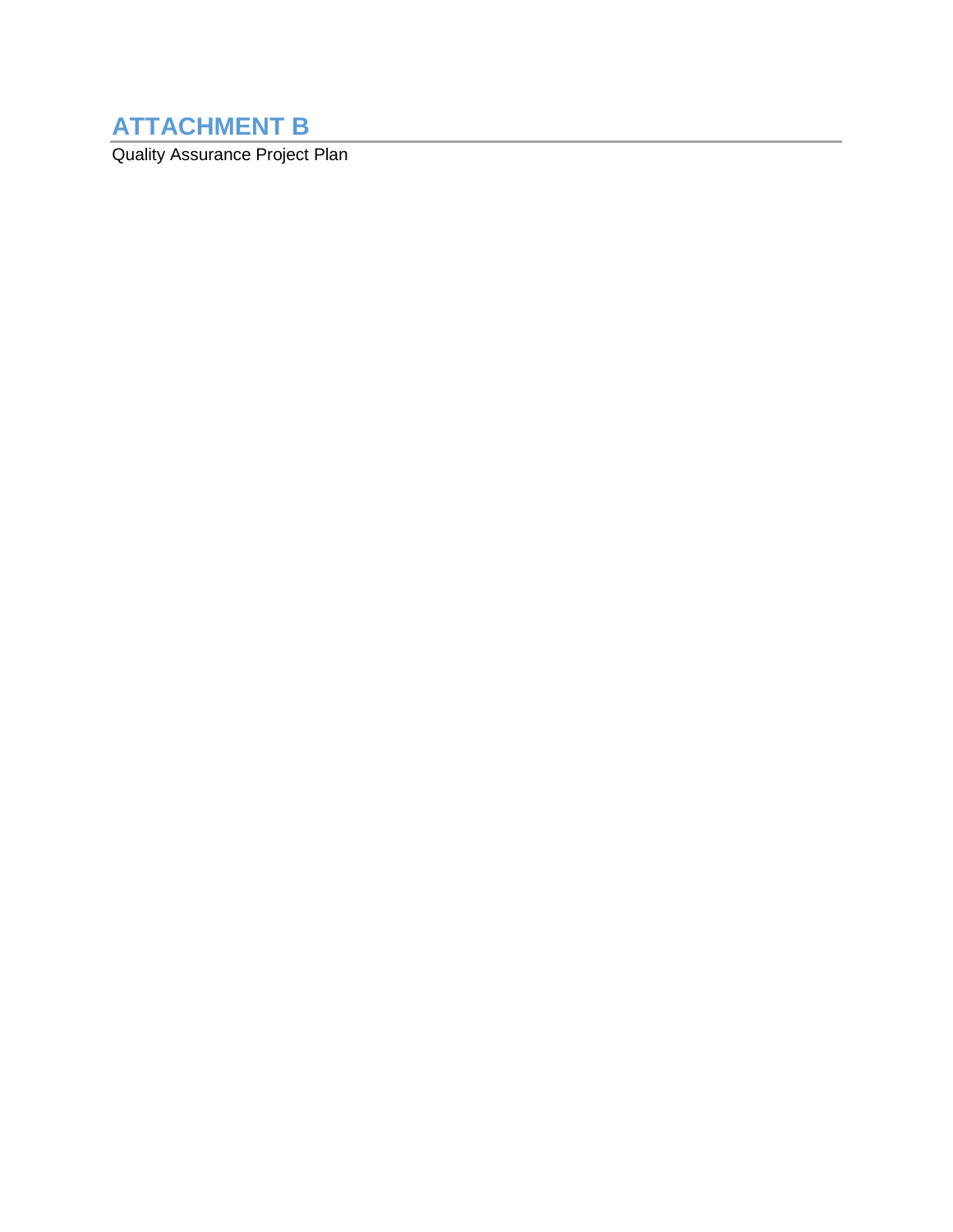# ATTACHMENT B

Quality Assurance Project Plan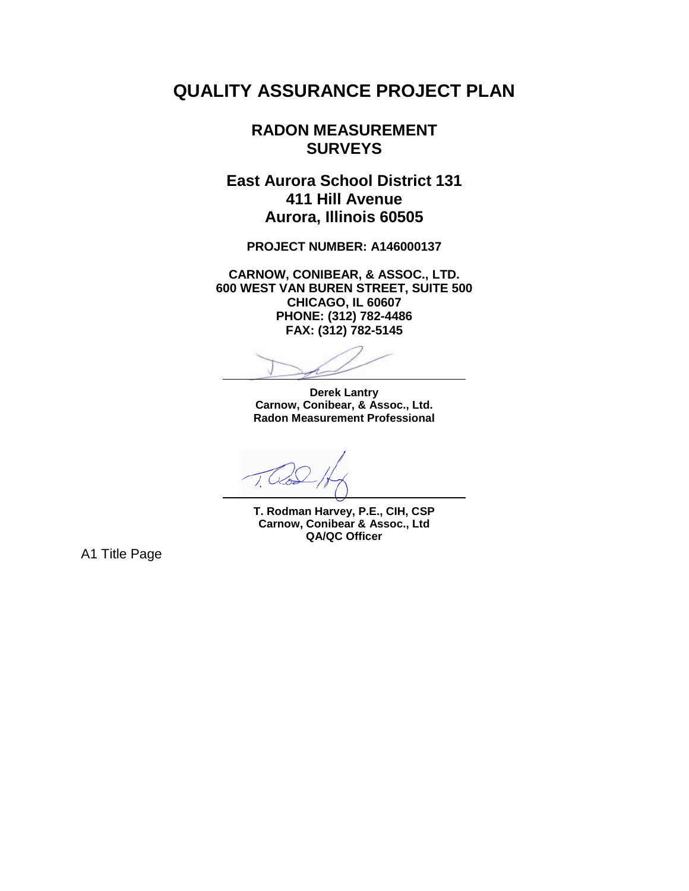# QUALITY ASSURANCE PROJECT PLAN

## RADON MEASUREMENT SURVEYS

## East Aurora School District 131
## 411 Hill Avenue
## Aurora, Illinois 60505

**PROJECT NUMBER: A146000137**

**CARNOW, CONIBEAR, & ASSOC., LTD.**
**600 WEST VAN BUREN STREET, SUITE 500**
**CHICAGO, IL 60607**
**PHONE: (312) 782-4486**
**FAX: (312) 782-5145**

\_\_\_\_\_\_\_\_\_\_\_\_\_\_\_\_\_\_\_\_\_\_\_\_\_\_\_\_\_\_\_\_\_\_\_\_

**Derek Lantry**
**Carnow, Conibear, & Assoc., Ltd.**
**Radon Measurement Professional**

\_\_\_\_\_\_\_\_\_\_\_\_\_\_\_\_\_\_\_\_\_\_\_\_\_\_\_\_\_\_\_\_\_\_\_\_

**T. Rodman Harvey, P.E., CIH, CSP**
**Carnow, Conibear & Assoc., Ltd**
**QA/QC Officer**

A1 Title Page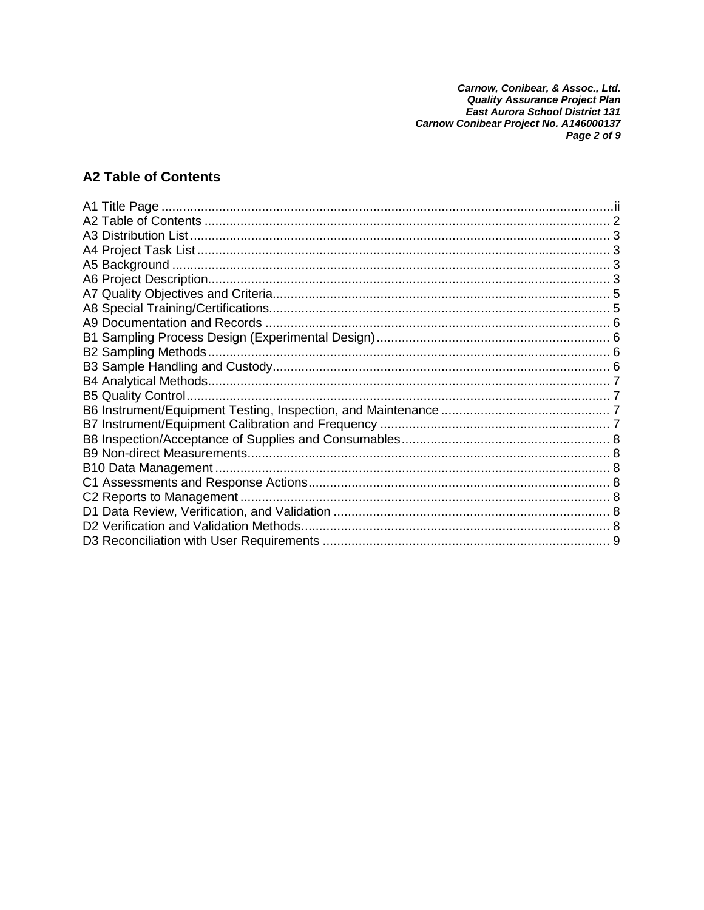## A2 Table of Contents

A1 Title Page .......... ii
A2 Table of Contents .......... 2
A3 Distribution List .......... 3
A4 Project Task List .......... 3
A5 Background .......... 3
A6 Project Description .......... 3
A7 Quality Objectives and Criteria .......... 5
A8 Special Training/Certifications .......... 5
A9 Documentation and Records .......... 6
B1 Sampling Process Design (Experimental Design) .......... 6
B2 Sampling Methods .......... 6
B3 Sample Handling and Custody .......... 6
B4 Analytical Methods .......... 7
B5 Quality Control .......... 7
B6 Instrument/Equipment Testing, Inspection, and Maintenance .......... 7
B7 Instrument/Equipment Calibration and Frequency .......... 7
B8 Inspection/Acceptance of Supplies and Consumables .......... 8
B9 Non-direct Measurements .......... 8
B10 Data Management .......... 8
C1 Assessments and Response Actions .......... 8
C2 Reports to Management .......... 8
D1 Data Review, Verification, and Validation .......... 8
D2 Verification and Validation Methods .......... 8
D3 Reconciliation with User Requirements .......... 9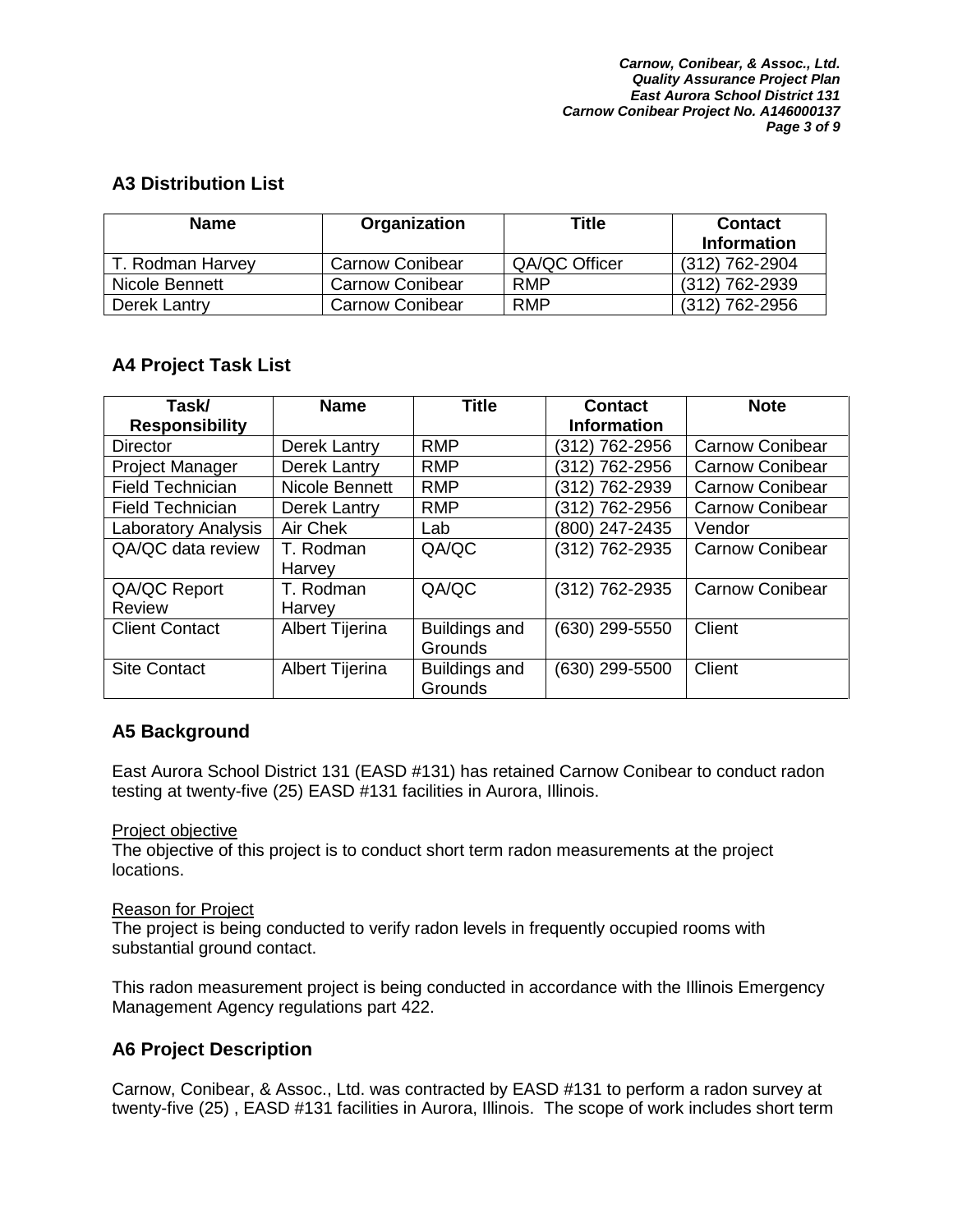## A3 Distribution List

| Name | Organization | Title | Contact Information |
|---|---|---|---|
| T. Rodman Harvey | Carnow Conibear | QA/QC Officer | (312) 762-2904 |
| Nicole Bennett | Carnow Conibear | RMP | (312) 762-2939 |
| Derek Lantry | Carnow Conibear | RMP | (312) 762-2956 |

## A4 Project Task List

| Task/ Responsibility | Name | Title | Contact Information | Note |
|---|---|---|---|---|
| Director | Derek Lantry | RMP | (312) 762-2956 | Carnow Conibear |
| Project Manager | Derek Lantry | RMP | (312) 762-2956 | Carnow Conibear |
| Field Technician | Nicole Bennett | RMP | (312) 762-2939 | Carnow Conibear |
| Field Technician | Derek Lantry | RMP | (312) 762-2956 | Carnow Conibear |
| Laboratory Analysis | Air Chek | Lab | (800) 247-2435 | Vendor |
| QA/QC data review | T. Rodman Harvey | QA/QC | (312) 762-2935 | Carnow Conibear |
| QA/QC Report Review | T. Rodman Harvey | QA/QC | (312) 762-2935 | Carnow Conibear |
| Client Contact | Albert Tijerina | Buildings and Grounds | (630) 299-5550 | Client |
| Site Contact | Albert Tijerina | Buildings and Grounds | (630) 299-5500 | Client |

## A5 Background

East Aurora School District 131 (EASD #131) has retained Carnow Conibear to conduct radon testing at twenty-five (25) EASD #131 facilities in Aurora, Illinois.

Project objective

The objective of this project is to conduct short term radon measurements at the project locations.

Reason for Project

The project is being conducted to verify radon levels in frequently occupied rooms with substantial ground contact.

This radon measurement project is being conducted in accordance with the Illinois Emergency Management Agency regulations part 422.

## A6 Project Description

Carnow, Conibear, & Assoc., Ltd. was contracted by EASD #131 to perform a radon survey at twenty-five (25) , EASD #131 facilities in Aurora, Illinois. The scope of work includes short term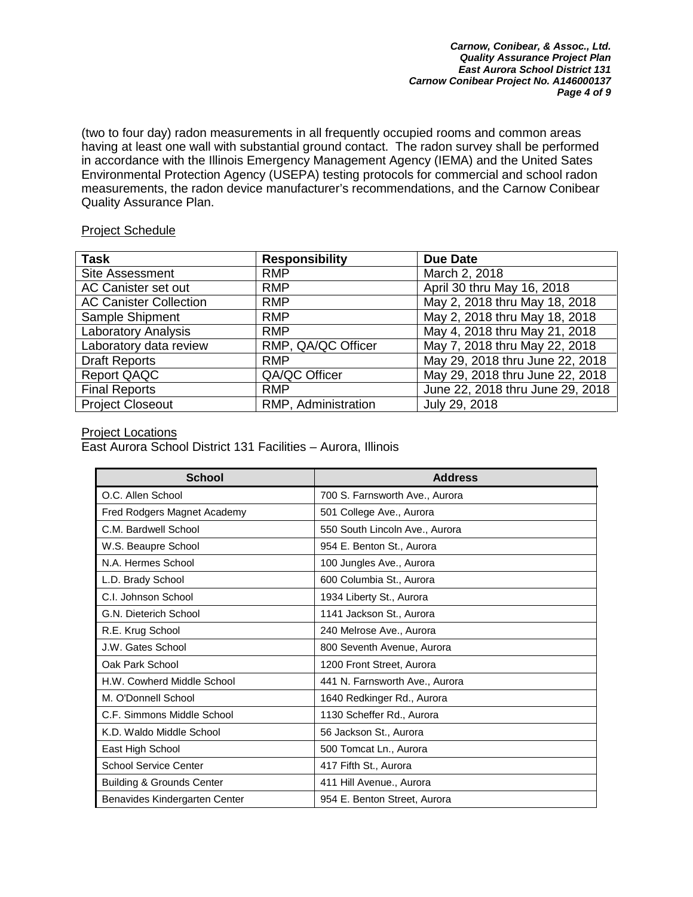(two to four day) radon measurements in all frequently occupied rooms and common areas having at least one wall with substantial ground contact. The radon survey shall be performed in accordance with the Illinois Emergency Management Agency (IEMA) and the United Sates Environmental Protection Agency (USEPA) testing protocols for commercial and school radon measurements, the radon device manufacturer's recommendations, and the Carnow Conibear Quality Assurance Plan.

<u>Project Schedule</u>

| Task | Responsibility | Due Date |
|---|---|---|
| Site Assessment | RMP | March 2, 2018 |
| AC Canister set out | RMP | April 30 thru May 16, 2018 |
| AC Canister Collection | RMP | May 2, 2018 thru May 18, 2018 |
| Sample Shipment | RMP | May 2, 2018 thru May 18, 2018 |
| Laboratory Analysis | RMP | May 4, 2018 thru May 21, 2018 |
| Laboratory data review | RMP, QA/QC Officer | May 7, 2018 thru May 22, 2018 |
| Draft Reports | RMP | May 29, 2018 thru June 22, 2018 |
| Report QAQC | QA/QC Officer | May 29, 2018 thru June 22, 2018 |
| Final Reports | RMP | June 22, 2018 thru June 29, 2018 |
| Project Closeout | RMP, Administration | July 29, 2018 |

<u>Project Locations</u>
East Aurora School District 131 Facilities – Aurora, Illinois

| School | Address |
|---|---|
| O.C. Allen School | 700 S. Farnsworth Ave., Aurora |
| Fred Rodgers Magnet Academy | 501 College Ave., Aurora |
| C.M. Bardwell School | 550 South Lincoln Ave., Aurora |
| W.S. Beaupre School | 954 E. Benton St., Aurora |
| N.A. Hermes School | 100 Jungles Ave., Aurora |
| L.D. Brady School | 600 Columbia St., Aurora |
| C.I. Johnson School | 1934 Liberty St., Aurora |
| G.N. Dieterich School | 1141 Jackson St., Aurora |
| R.E. Krug School | 240 Melrose Ave., Aurora |
| J.W. Gates School | 800 Seventh Avenue, Aurora |
| Oak Park School | 1200 Front Street, Aurora |
| H.W. Cowherd Middle School | 441 N. Farnsworth Ave., Aurora |
| M. O'Donnell School | 1640 Redkinger Rd., Aurora |
| C.F. Simmons Middle School | 1130 Scheffer Rd., Aurora |
| K.D. Waldo Middle School | 56 Jackson St., Aurora |
| East High School | 500 Tomcat Ln., Aurora |
| School Service Center | 417 Fifth St., Aurora |
| Building & Grounds Center | 411 Hill Avenue., Aurora |
| Benavides Kindergarten Center | 954 E. Benton Street, Aurora |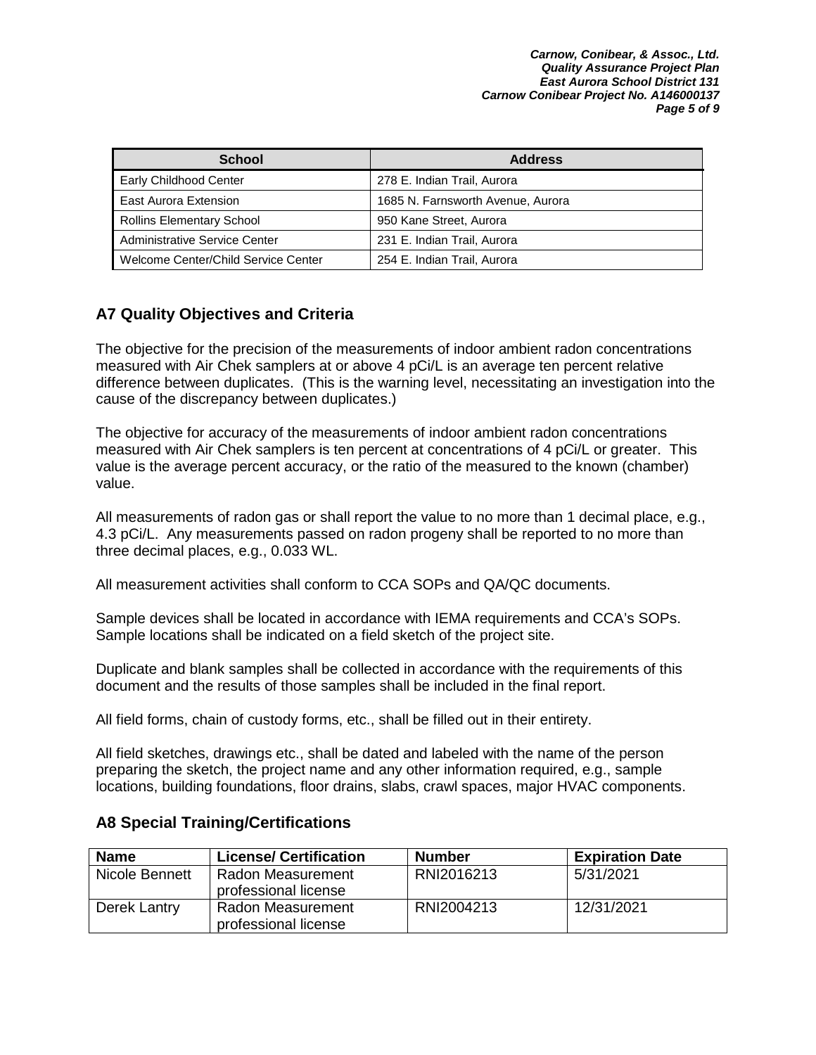| School | Address |
|---|---|
| Early Childhood Center | 278 E. Indian Trail, Aurora |
| East Aurora Extension | 1685 N. Farnsworth Avenue, Aurora |
| Rollins Elementary School | 950 Kane Street, Aurora |
| Administrative Service Center | 231 E. Indian Trail, Aurora |
| Welcome Center/Child Service Center | 254 E. Indian Trail, Aurora |

## A7 Quality Objectives and Criteria

The objective for the precision of the measurements of indoor ambient radon concentrations measured with Air Chek samplers at or above 4 pCi/L is an average ten percent relative difference between duplicates. (This is the warning level, necessitating an investigation into the cause of the discrepancy between duplicates.)

The objective for accuracy of the measurements of indoor ambient radon concentrations measured with Air Chek samplers is ten percent at concentrations of 4 pCi/L or greater. This value is the average percent accuracy, or the ratio of the measured to the known (chamber) value.

All measurements of radon gas or shall report the value to no more than 1 decimal place, e.g., 4.3 pCi/L. Any measurements passed on radon progeny shall be reported to no more than three decimal places, e.g., 0.033 WL.

All measurement activities shall conform to CCA SOPs and QA/QC documents.

Sample devices shall be located in accordance with IEMA requirements and CCA's SOPs. Sample locations shall be indicated on a field sketch of the project site.

Duplicate and blank samples shall be collected in accordance with the requirements of this document and the results of those samples shall be included in the final report.

All field forms, chain of custody forms, etc., shall be filled out in their entirety.

All field sketches, drawings etc., shall be dated and labeled with the name of the person preparing the sketch, the project name and any other information required, e.g., sample locations, building foundations, floor drains, slabs, crawl spaces, major HVAC components.

## A8 Special Training/Certifications

| Name | License/ Certification | Number | Expiration Date |
|---|---|---|---|
| Nicole Bennett | Radon Measurement professional license | RNI2016213 | 5/31/2021 |
| Derek Lantry | Radon Measurement professional license | RNI2004213 | 12/31/2021 |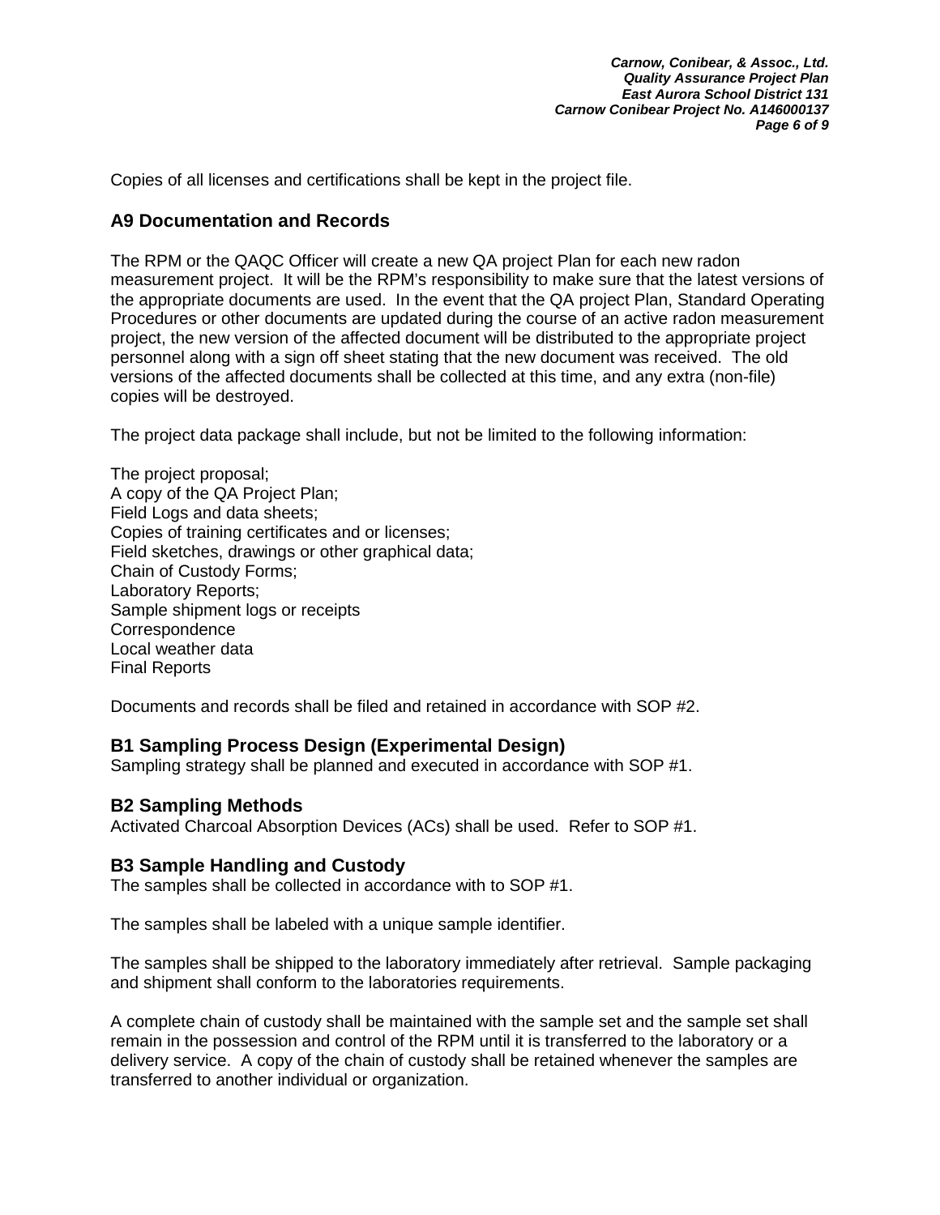Copies of all licenses and certifications shall be kept in the project file.

## A9 Documentation and Records

The RPM or the QAQC Officer will create a new QA project Plan for each new radon measurement project. It will be the RPM's responsibility to make sure that the latest versions of the appropriate documents are used. In the event that the QA project Plan, Standard Operating Procedures or other documents are updated during the course of an active radon measurement project, the new version of the affected document will be distributed to the appropriate project personnel along with a sign off sheet stating that the new document was received. The old versions of the affected documents shall be collected at this time, and any extra (non-file) copies will be destroyed.

The project data package shall include, but not be limited to the following information:

The project proposal;
A copy of the QA Project Plan;
Field Logs and data sheets;
Copies of training certificates and or licenses;
Field sketches, drawings or other graphical data;
Chain of Custody Forms;
Laboratory Reports;
Sample shipment logs or receipts
Correspondence
Local weather data
Final Reports

Documents and records shall be filed and retained in accordance with SOP #2.

## B1 Sampling Process Design (Experimental Design)

Sampling strategy shall be planned and executed in accordance with SOP #1.

## B2 Sampling Methods

Activated Charcoal Absorption Devices (ACs) shall be used. Refer to SOP #1.

## B3 Sample Handling and Custody

The samples shall be collected in accordance with to SOP #1.

The samples shall be labeled with a unique sample identifier.

The samples shall be shipped to the laboratory immediately after retrieval. Sample packaging and shipment shall conform to the laboratories requirements.

A complete chain of custody shall be maintained with the sample set and the sample set shall remain in the possession and control of the RPM until it is transferred to the laboratory or a delivery service. A copy of the chain of custody shall be retained whenever the samples are transferred to another individual or organization.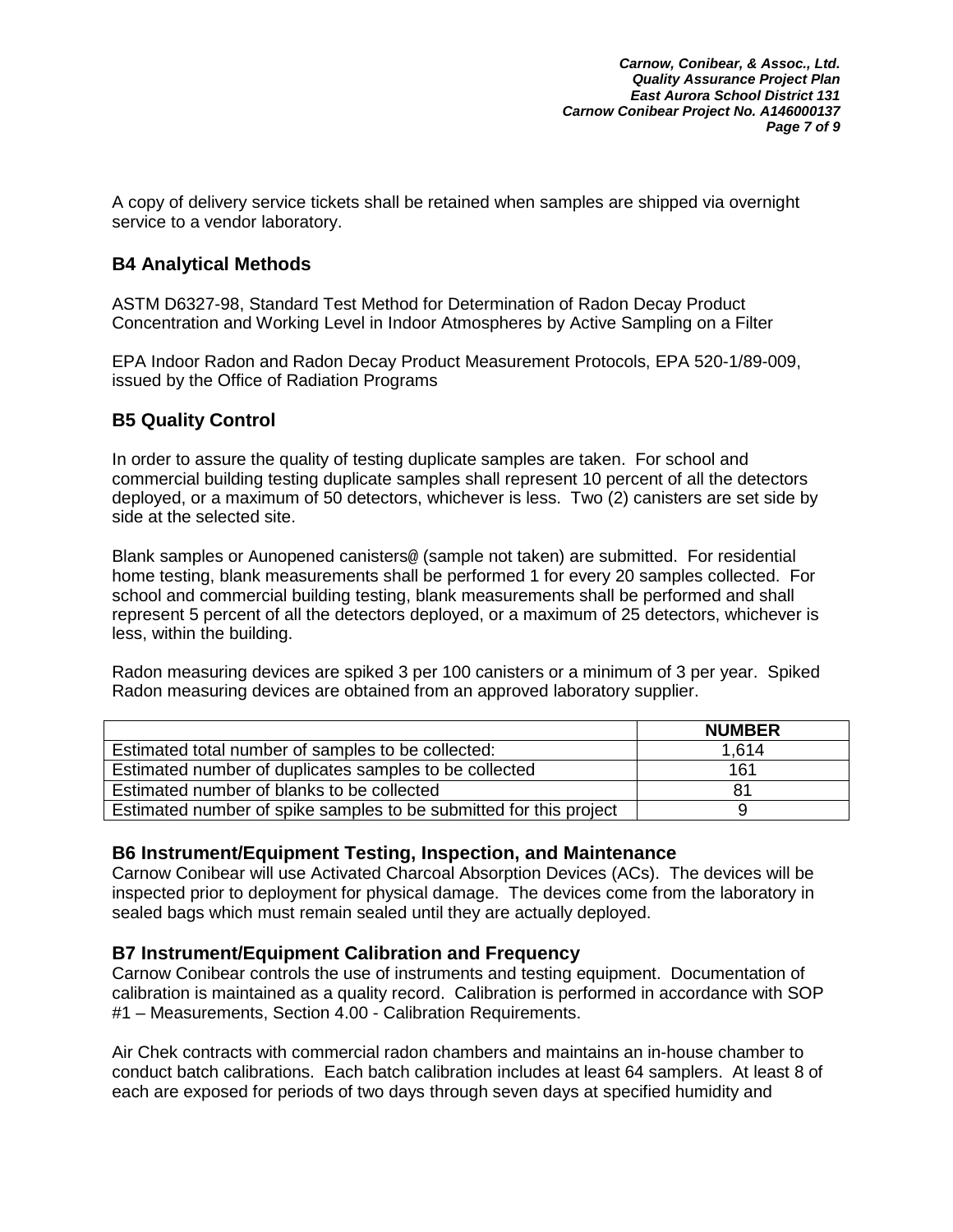A copy of delivery service tickets shall be retained when samples are shipped via overnight service to a vendor laboratory.

## B4 Analytical Methods

ASTM D6327-98, Standard Test Method for Determination of Radon Decay Product Concentration and Working Level in Indoor Atmospheres by Active Sampling on a Filter

EPA Indoor Radon and Radon Decay Product Measurement Protocols, EPA 520-1/89-009, issued by the Office of Radiation Programs

## B5 Quality Control

In order to assure the quality of testing duplicate samples are taken. For school and commercial building testing duplicate samples shall represent 10 percent of all the detectors deployed, or a maximum of 50 detectors, whichever is less. Two (2) canisters are set side by side at the selected site.

Blank samples or Aunopened canisters@ (sample not taken) are submitted. For residential home testing, blank measurements shall be performed 1 for every 20 samples collected. For school and commercial building testing, blank measurements shall be performed and shall represent 5 percent of all the detectors deployed, or a maximum of 25 detectors, whichever is less, within the building.

Radon measuring devices are spiked 3 per 100 canisters or a minimum of 3 per year. Spiked Radon measuring devices are obtained from an approved laboratory supplier.

| | NUMBER |
|---|---|
| Estimated total number of samples to be collected: | 1,614 |
| Estimated number of duplicates samples to be collected | 161 |
| Estimated number of blanks to be collected | 81 |
| Estimated number of spike samples to be submitted for this project | 9 |

## B6 Instrument/Equipment Testing, Inspection, and Maintenance

Carnow Conibear will use Activated Charcoal Absorption Devices (ACs). The devices will be inspected prior to deployment for physical damage. The devices come from the laboratory in sealed bags which must remain sealed until they are actually deployed.

## B7 Instrument/Equipment Calibration and Frequency

Carnow Conibear controls the use of instruments and testing equipment. Documentation of calibration is maintained as a quality record. Calibration is performed in accordance with SOP #1 – Measurements, Section 4.00 - Calibration Requirements.

Air Chek contracts with commercial radon chambers and maintains an in-house chamber to conduct batch calibrations. Each batch calibration includes at least 64 samplers. At least 8 of each are exposed for periods of two days through seven days at specified humidity and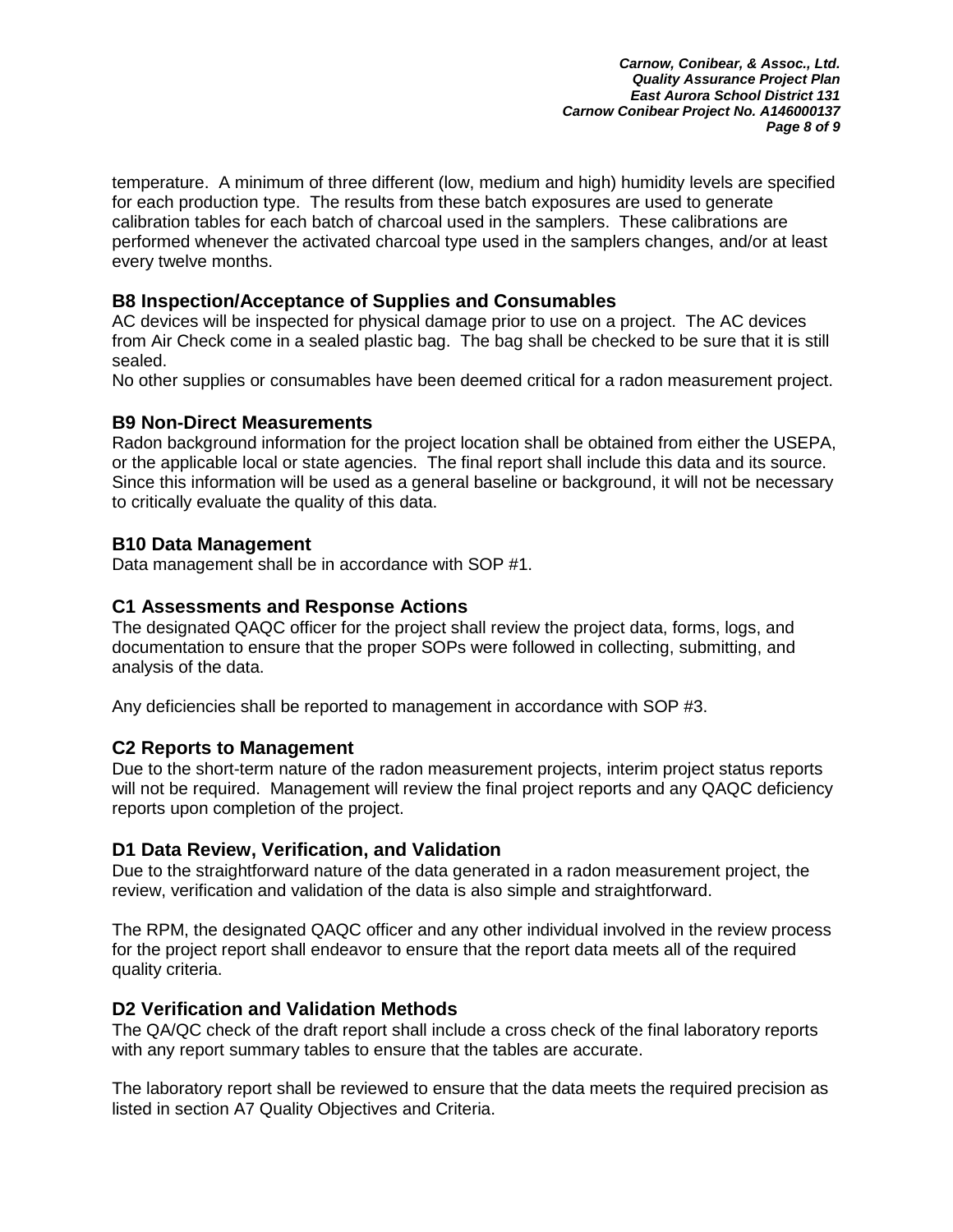temperature. A minimum of three different (low, medium and high) humidity levels are specified for each production type. The results from these batch exposures are used to generate calibration tables for each batch of charcoal used in the samplers. These calibrations are performed whenever the activated charcoal type used in the samplers changes, and/or at least every twelve months.

## B8 Inspection/Acceptance of Supplies and Consumables

AC devices will be inspected for physical damage prior to use on a project. The AC devices from Air Check come in a sealed plastic bag. The bag shall be checked to be sure that it is still sealed.

No other supplies or consumables have been deemed critical for a radon measurement project.

## B9 Non-Direct Measurements

Radon background information for the project location shall be obtained from either the USEPA, or the applicable local or state agencies. The final report shall include this data and its source. Since this information will be used as a general baseline or background, it will not be necessary to critically evaluate the quality of this data.

## B10 Data Management

Data management shall be in accordance with SOP #1.

## C1 Assessments and Response Actions

The designated QAQC officer for the project shall review the project data, forms, logs, and documentation to ensure that the proper SOPs were followed in collecting, submitting, and analysis of the data.

Any deficiencies shall be reported to management in accordance with SOP #3.

## C2 Reports to Management

Due to the short-term nature of the radon measurement projects, interim project status reports will not be required. Management will review the final project reports and any QAQC deficiency reports upon completion of the project.

## D1 Data Review, Verification, and Validation

Due to the straightforward nature of the data generated in a radon measurement project, the review, verification and validation of the data is also simple and straightforward.

The RPM, the designated QAQC officer and any other individual involved in the review process for the project report shall endeavor to ensure that the report data meets all of the required quality criteria.

## D2 Verification and Validation Methods

The QA/QC check of the draft report shall include a cross check of the final laboratory reports with any report summary tables to ensure that the tables are accurate.

The laboratory report shall be reviewed to ensure that the data meets the required precision as listed in section A7 Quality Objectives and Criteria.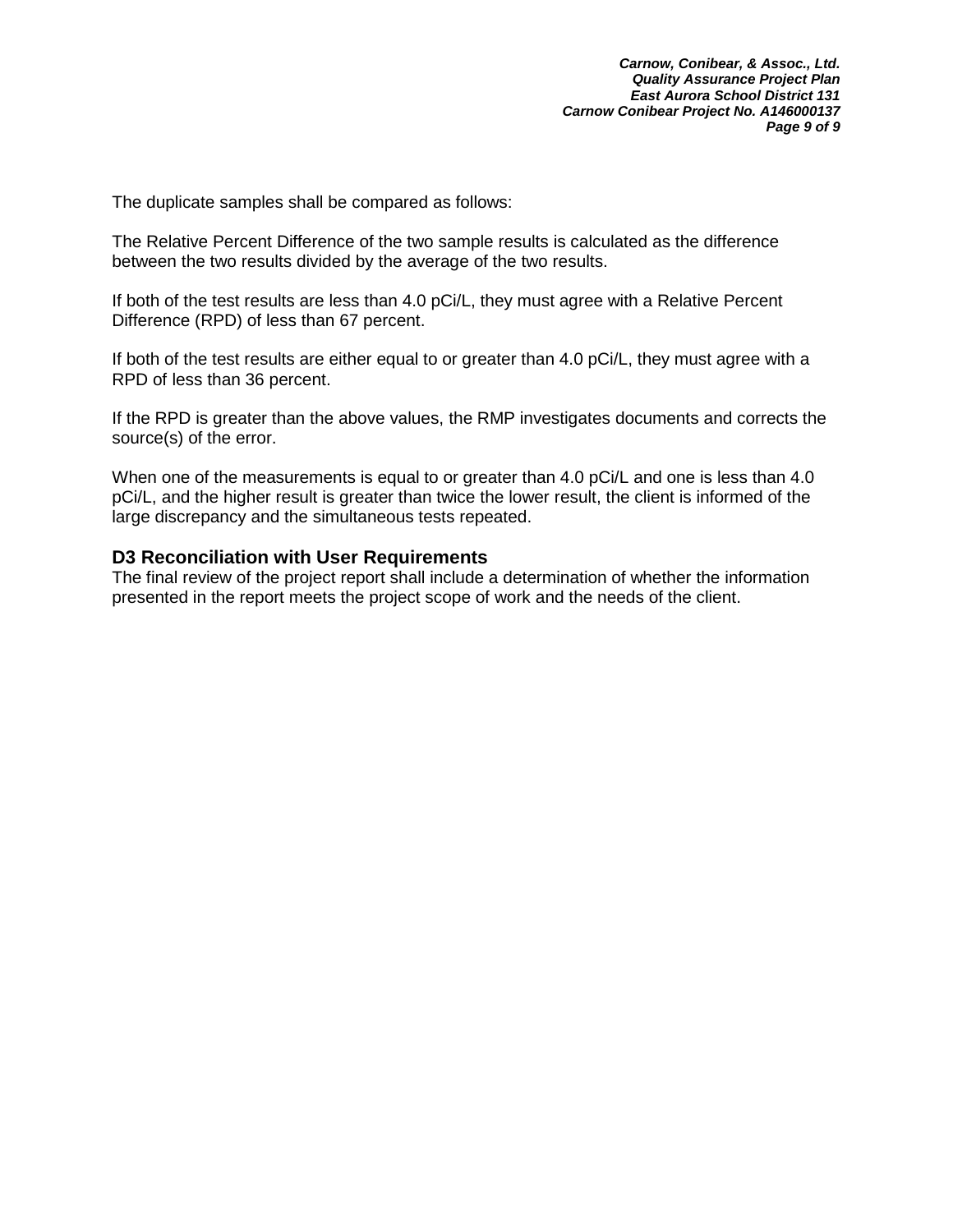The duplicate samples shall be compared as follows:

The Relative Percent Difference of the two sample results is calculated as the difference between the two results divided by the average of the two results.

If both of the test results are less than 4.0 pCi/L, they must agree with a Relative Percent Difference (RPD) of less than 67 percent.

If both of the test results are either equal to or greater than 4.0 pCi/L, they must agree with a RPD of less than 36 percent.

If the RPD is greater than the above values, the RMP investigates documents and corrects the source(s) of the error.

When one of the measurements is equal to or greater than 4.0 pCi/L and one is less than 4.0 pCi/L, and the higher result is greater than twice the lower result, the client is informed of the large discrepancy and the simultaneous tests repeated.

## D3 Reconciliation with User Requirements

The final review of the project report shall include a determination of whether the information presented in the report meets the project scope of work and the needs of the client.